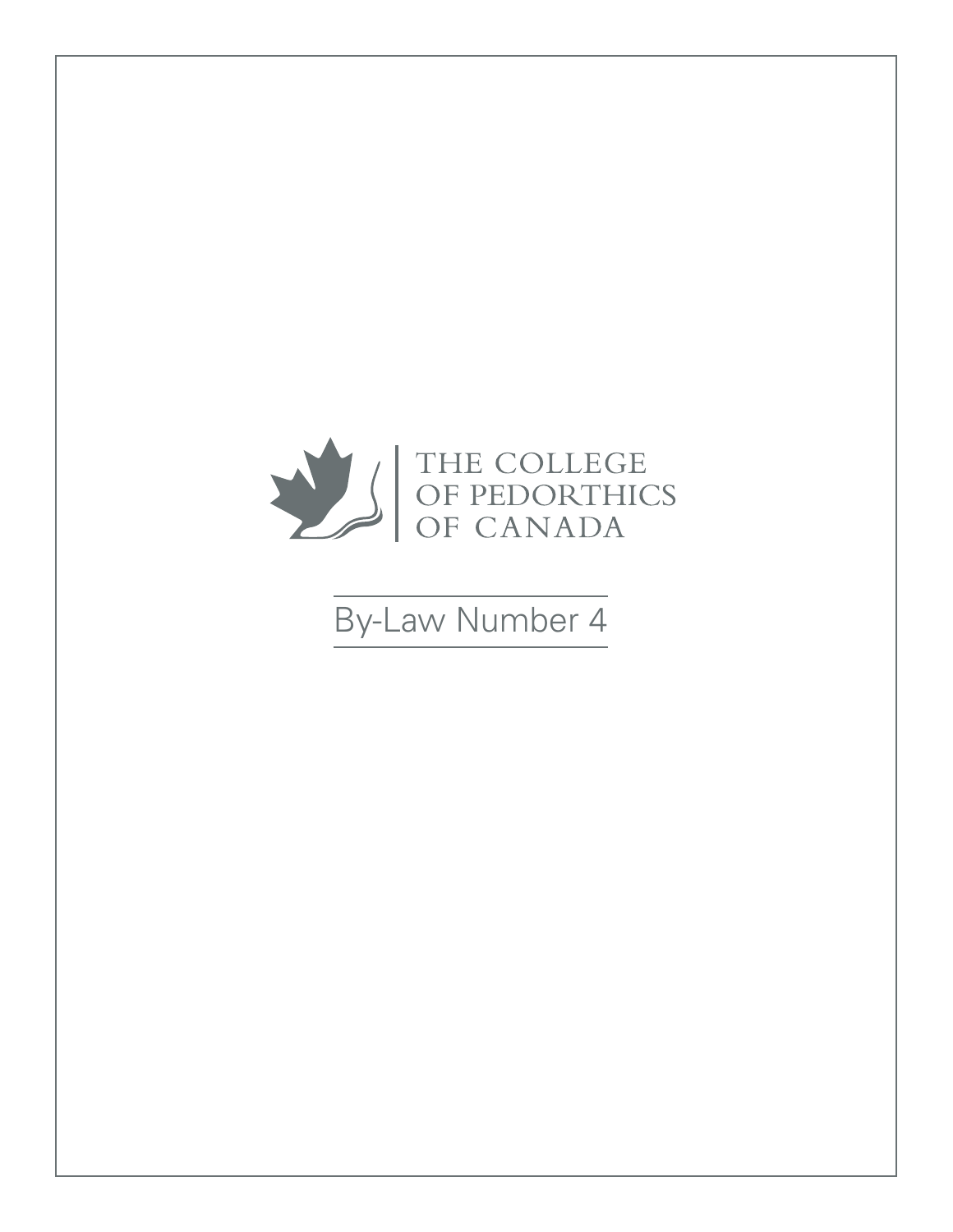THE COLLEGE OF PEDORTHICS OF CANADA

# By-Law Number 4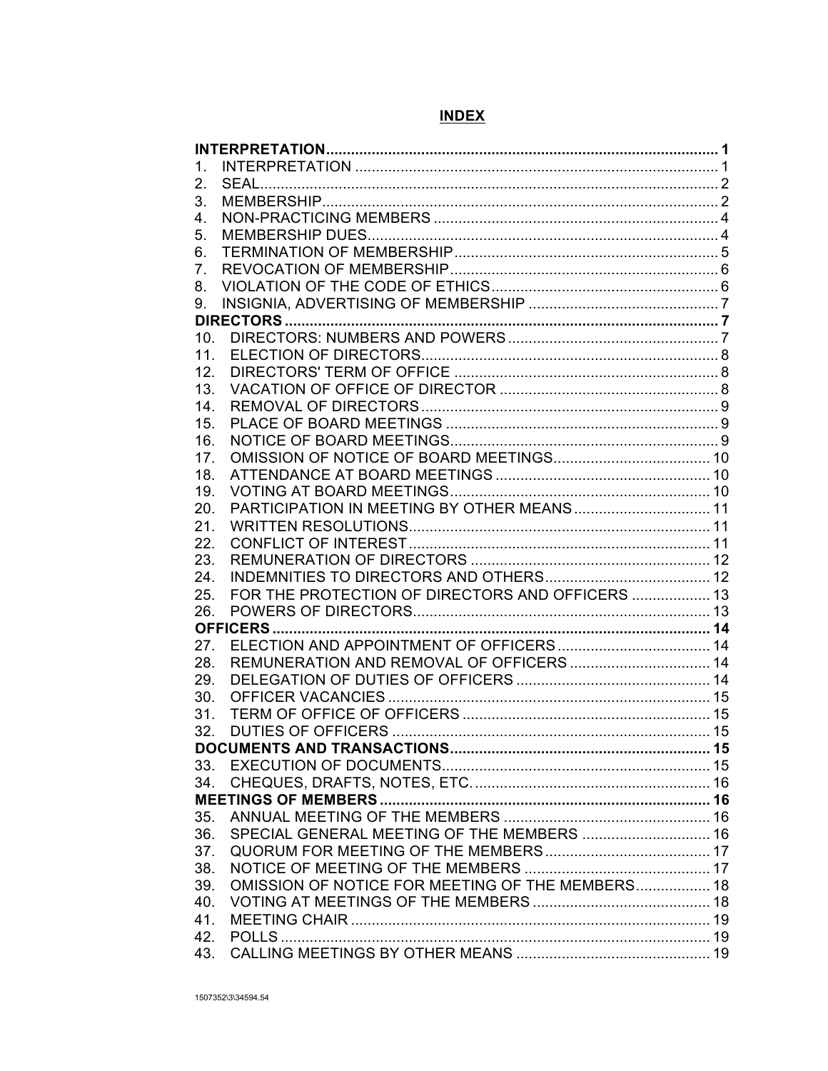## INDEX

**INTERPRETATION** ..... 1

1. INTERPRETATION ..... 1
2. SEAL ..... 2
3. MEMBERSHIP ..... 2
4. NON-PRACTICING MEMBERS ..... 4
5. MEMBERSHIP DUES ..... 4
6. TERMINATION OF MEMBERSHIP ..... 5
7. REVOCATION OF MEMBERSHIP ..... 6
8. VIOLATION OF THE CODE OF ETHICS ..... 6
9. INSIGNIA, ADVERTISING OF MEMBERSHIP ..... 7

**DIRECTORS** ..... 7

10. DIRECTORS: NUMBERS AND POWERS ..... 7
11. ELECTION OF DIRECTORS ..... 8
12. DIRECTORS' TERM OF OFFICE ..... 8
13. VACATION OF OFFICE OF DIRECTOR ..... 8
14. REMOVAL OF DIRECTORS ..... 9
15. PLACE OF BOARD MEETINGS ..... 9
16. NOTICE OF BOARD MEETINGS ..... 9
17. OMISSION OF NOTICE OF BOARD MEETINGS ..... 10
18. ATTENDANCE AT BOARD MEETINGS ..... 10
19. VOTING AT BOARD MEETINGS ..... 10
20. PARTICIPATION IN MEETING BY OTHER MEANS ..... 11
21. WRITTEN RESOLUTIONS ..... 11
22. CONFLICT OF INTEREST ..... 11
23. REMUNERATION OF DIRECTORS ..... 12
24. INDEMNITIES TO DIRECTORS AND OTHERS ..... 12
25. FOR THE PROTECTION OF DIRECTORS AND OFFICERS ..... 13
26. POWERS OF DIRECTORS ..... 13

**OFFICERS** ..... 14

27. ELECTION AND APPOINTMENT OF OFFICERS ..... 14
28. REMUNERATION AND REMOVAL OF OFFICERS ..... 14
29. DELEGATION OF DUTIES OF OFFICERS ..... 14
30. OFFICER VACANCIES ..... 15
31. TERM OF OFFICE OF OFFICERS ..... 15
32. DUTIES OF OFFICERS ..... 15

**DOCUMENTS AND TRANSACTIONS** ..... 15

33. EXECUTION OF DOCUMENTS ..... 15
34. CHEQUES, DRAFTS, NOTES, ETC. ..... 16

**MEETINGS OF MEMBERS** ..... 16

35. ANNUAL MEETING OF THE MEMBERS ..... 16
36. SPECIAL GENERAL MEETING OF THE MEMBERS ..... 16
37. QUORUM FOR MEETING OF THE MEMBERS ..... 17
38. NOTICE OF MEETING OF THE MEMBERS ..... 17
39. OMISSION OF NOTICE FOR MEETING OF THE MEMBERS ..... 18
40. VOTING AT MEETINGS OF THE MEMBERS ..... 18
41. MEETING CHAIR ..... 19
42. POLLS ..... 19
43. CALLING MEETINGS BY OTHER MEANS ..... 19

1507352\3\34594.54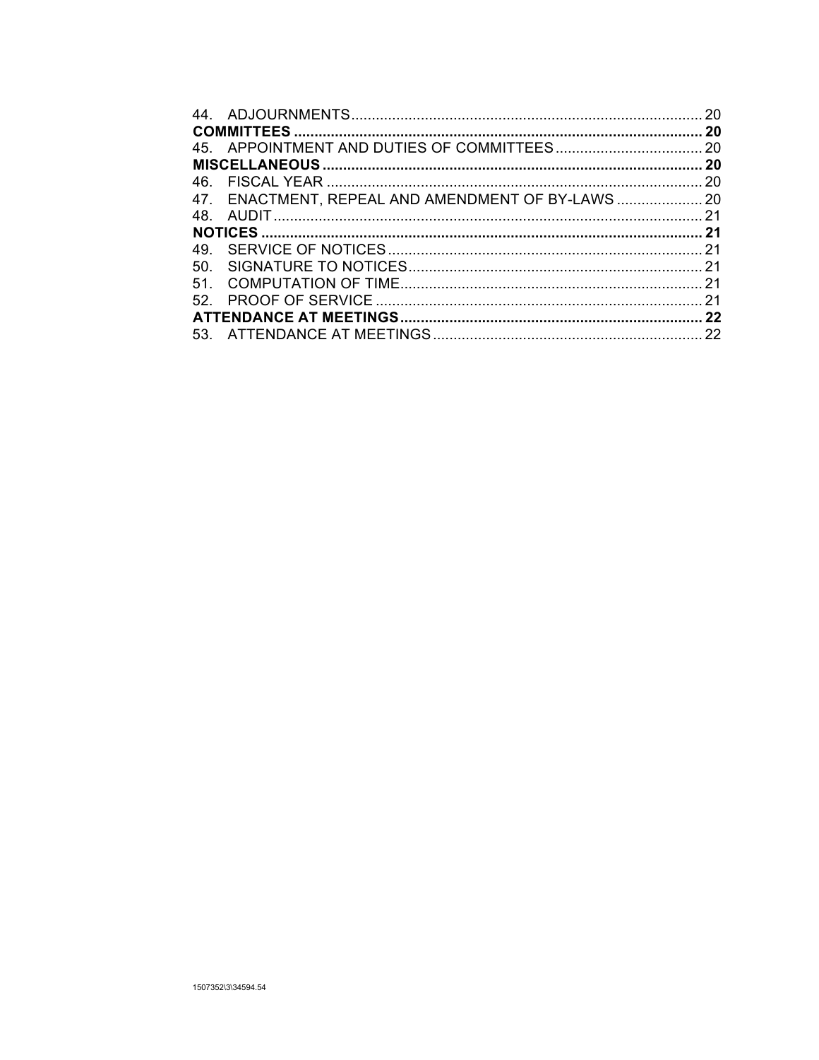44. ADJOURNMENTS ..... 20

**COMMITTEES ..... 20**

45. APPOINTMENT AND DUTIES OF COMMITTEES ..... 20

**MISCELLANEOUS ..... 20**

46. FISCAL YEAR ..... 20

47. ENACTMENT, REPEAL AND AMENDMENT OF BY-LAWS ..... 20

48. AUDIT ..... 21

**NOTICES ..... 21**

49. SERVICE OF NOTICES ..... 21

50. SIGNATURE TO NOTICES ..... 21

51. COMPUTATION OF TIME ..... 21

52. PROOF OF SERVICE ..... 21

**ATTENDANCE AT MEETINGS ..... 22**

53. ATTENDANCE AT MEETINGS ..... 22

1507352\3\34594.54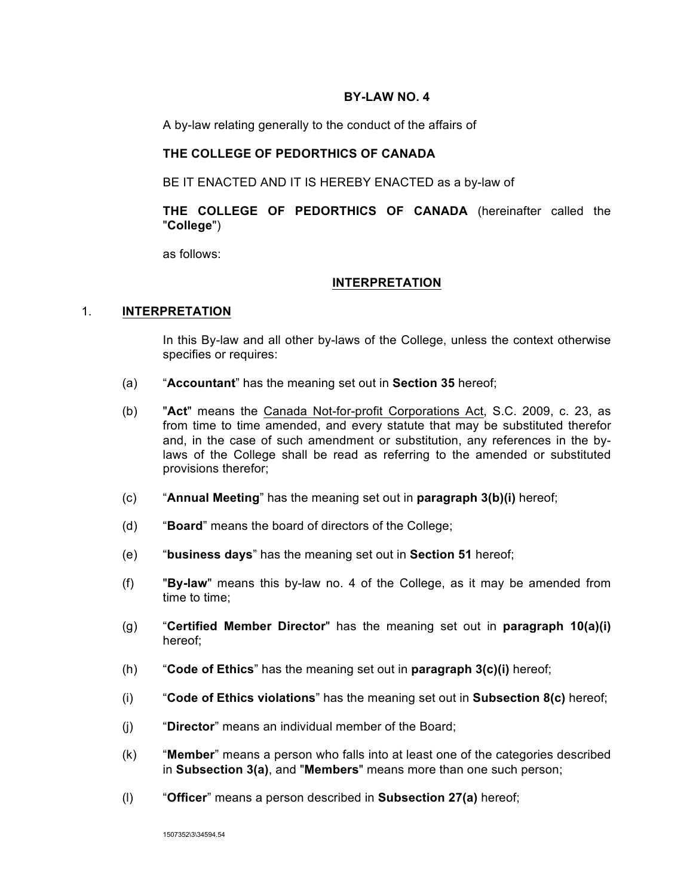**BY-LAW NO. 4**

A by-law relating generally to the conduct of the affairs of

**THE COLLEGE OF PEDORTHICS OF CANADA**

BE IT ENACTED AND IT IS HEREBY ENACTED as a by-law of

**THE COLLEGE OF PEDORTHICS OF CANADA** (hereinafter called the "**College**")

as follows:

## INTERPRETATION

### 1. INTERPRETATION

In this By-law and all other by-laws of the College, unless the context otherwise specifies or requires:

(a) "**Accountant**" has the meaning set out in **Section 35** hereof;

(b) "**Act**" means the Canada Not-for-profit Corporations Act, S.C. 2009, c. 23, as from time to time amended, and every statute that may be substituted therefor and, in the case of such amendment or substitution, any references in the by-laws of the College shall be read as referring to the amended or substituted provisions therefor;

(c) "**Annual Meeting**" has the meaning set out in **paragraph 3(b)(i)** hereof;

(d) "**Board**" means the board of directors of the College;

(e) "**business days**" has the meaning set out in **Section 51** hereof;

(f) "**By-law**" means this by-law no. 4 of the College, as it may be amended from time to time;

(g) "**Certified Member Director**" has the meaning set out in **paragraph 10(a)(i)** hereof;

(h) "**Code of Ethics**" has the meaning set out in **paragraph 3(c)(i)** hereof;

(i) "**Code of Ethics violations**" has the meaning set out in **Subsection 8(c)** hereof;

(j) "**Director**" means an individual member of the Board;

(k) "**Member**" means a person who falls into at least one of the categories described in **Subsection 3(a)**, and "**Members**" means more than one such person;

(l) "**Officer**" means a person described in **Subsection 27(a)** hereof;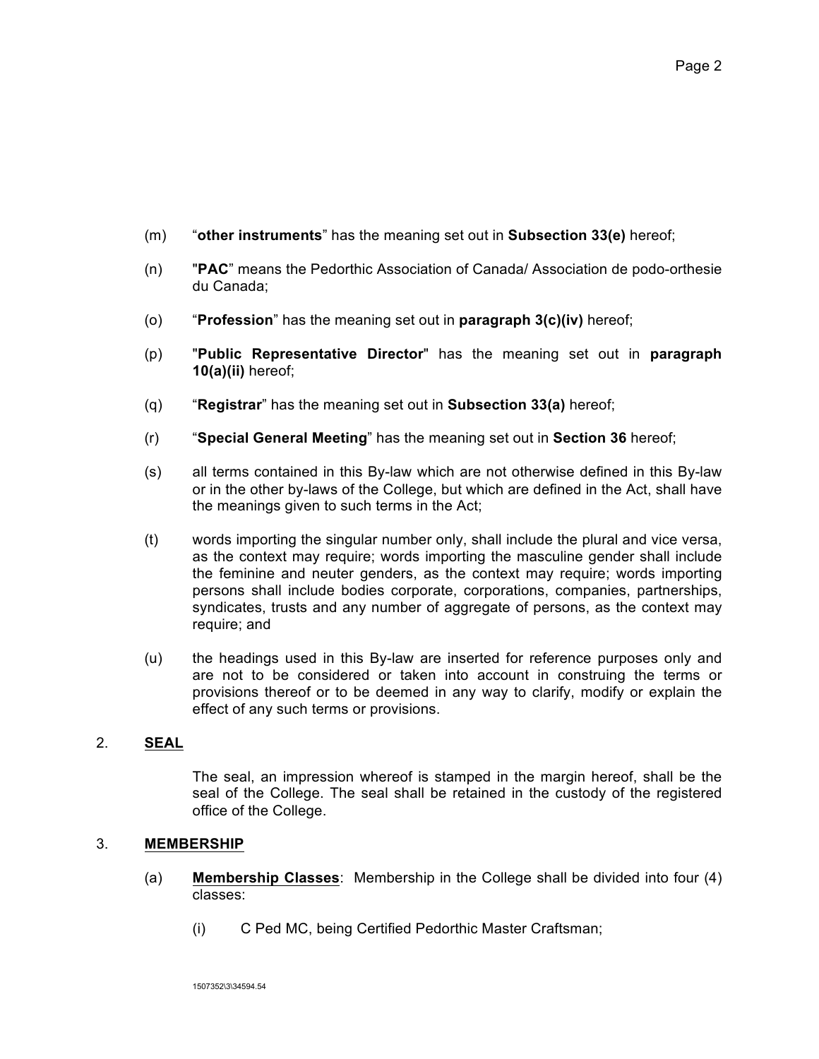(m) "**other instruments**" has the meaning set out in **Subsection 33(e)** hereof;

(n) "**PAC**" means the Pedorthic Association of Canada/ Association de podo-orthesie du Canada;

(o) "**Profession**" has the meaning set out in **paragraph 3(c)(iv)** hereof;

(p) "**Public Representative Director**" has the meaning set out in **paragraph 10(a)(ii)** hereof;

(q) "**Registrar**" has the meaning set out in **Subsection 33(a)** hereof;

(r) "**Special General Meeting**" has the meaning set out in **Section 36** hereof;

(s) all terms contained in this By-law which are not otherwise defined in this By-law or in the other by-laws of the College, but which are defined in the Act, shall have the meanings given to such terms in the Act;

(t) words importing the singular number only, shall include the plural and vice versa, as the context may require; words importing the masculine gender shall include the feminine and neuter genders, as the context may require; words importing persons shall include bodies corporate, corporations, companies, partnerships, syndicates, trusts and any number of aggregate of persons, as the context may require; and

(u) the headings used in this By-law are inserted for reference purposes only and are not to be considered or taken into account in construing the terms or provisions thereof or to be deemed in any way to clarify, modify or explain the effect of any such terms or provisions.

## 2. <u>SEAL</u>

The seal, an impression whereof is stamped in the margin hereof, shall be the seal of the College. The seal shall be retained in the custody of the registered office of the College.

## 3. <u>MEMBERSHIP</u>

(a) **<u>Membership Classes</u>**: Membership in the College shall be divided into four (4) classes:

(i) C Ped MC, being Certified Pedorthic Master Craftsman;

1507352\3\34594.54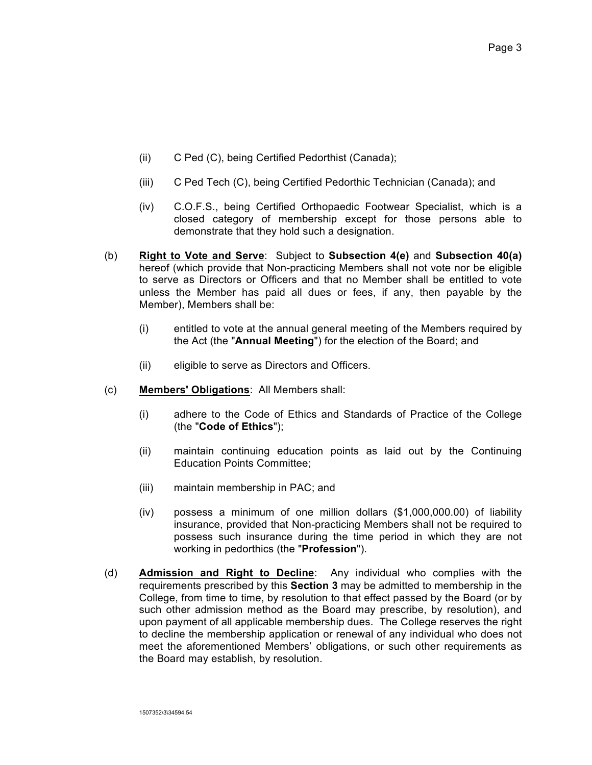(ii) C Ped (C), being Certified Pedorthist (Canada);

(iii) C Ped Tech (C), being Certified Pedorthic Technician (Canada); and

(iv) C.O.F.S., being Certified Orthopaedic Footwear Specialist, which is a closed category of membership except for those persons able to demonstrate that they hold such a designation.

(b) **Right to Vote and Serve**: Subject to **Subsection 4(e)** and **Subsection 40(a)** hereof (which provide that Non-practicing Members shall not vote nor be eligible to serve as Directors or Officers and that no Member shall be entitled to vote unless the Member has paid all dues or fees, if any, then payable by the Member), Members shall be:

(i) entitled to vote at the annual general meeting of the Members required by the Act (the "**Annual Meeting**") for the election of the Board; and

(ii) eligible to serve as Directors and Officers.

(c) **Members' Obligations**: All Members shall:

(i) adhere to the Code of Ethics and Standards of Practice of the College (the "**Code of Ethics**");

(ii) maintain continuing education points as laid out by the Continuing Education Points Committee;

(iii) maintain membership in PAC; and

(iv) possess a minimum of one million dollars ($1,000,000.00) of liability insurance, provided that Non-practicing Members shall not be required to possess such insurance during the time period in which they are not working in pedorthics (the "**Profession**").

(d) **Admission and Right to Decline**: Any individual who complies with the requirements prescribed by this **Section 3** may be admitted to membership in the College, from time to time, by resolution to that effect passed by the Board (or by such other admission method as the Board may prescribe, by resolution), and upon payment of all applicable membership dues. The College reserves the right to decline the membership application or renewal of any individual who does not meet the aforementioned Members' obligations, or such other requirements as the Board may establish, by resolution.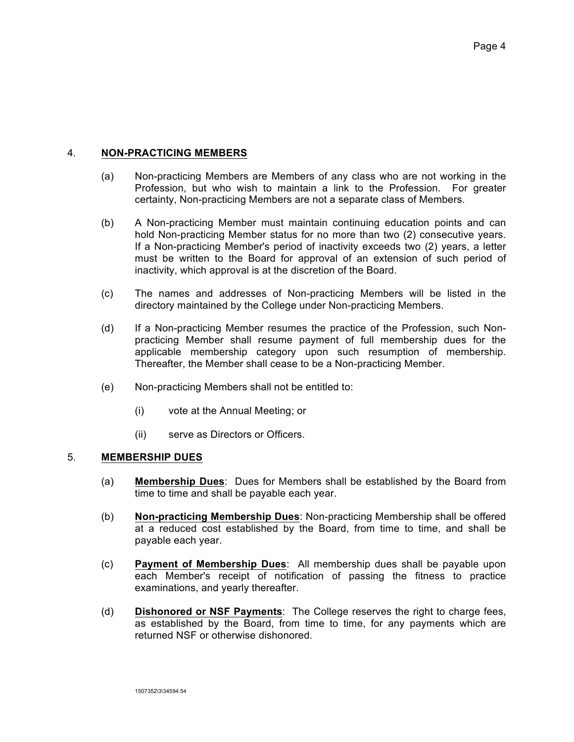## 4. **NON-PRACTICING MEMBERS**

(a) Non-practicing Members are Members of any class who are not working in the Profession, but who wish to maintain a link to the Profession. For greater certainty, Non-practicing Members are not a separate class of Members.

(b) A Non-practicing Member must maintain continuing education points and can hold Non-practicing Member status for no more than two (2) consecutive years. If a Non-practicing Member's period of inactivity exceeds two (2) years, a letter must be written to the Board for approval of an extension of such period of inactivity, which approval is at the discretion of the Board.

(c) The names and addresses of Non-practicing Members will be listed in the directory maintained by the College under Non-practicing Members.

(d) If a Non-practicing Member resumes the practice of the Profession, such Non-practicing Member shall resume payment of full membership dues for the applicable membership category upon such resumption of membership. Thereafter, the Member shall cease to be a Non-practicing Member.

(e) Non-practicing Members shall not be entitled to:

  (i) vote at the Annual Meeting; or

  (ii) serve as Directors or Officers.

## 5. **MEMBERSHIP DUES**

(a) **Membership Dues**: Dues for Members shall be established by the Board from time to time and shall be payable each year.

(b) **Non-practicing Membership Dues**: Non-practicing Membership shall be offered at a reduced cost established by the Board, from time to time, and shall be payable each year.

(c) **Payment of Membership Dues**: All membership dues shall be payable upon each Member's receipt of notification of passing the fitness to practice examinations, and yearly thereafter.

(d) **Dishonored or NSF Payments**: The College reserves the right to charge fees, as established by the Board, from time to time, for any payments which are returned NSF or otherwise dishonored.

1507352\3\34594.54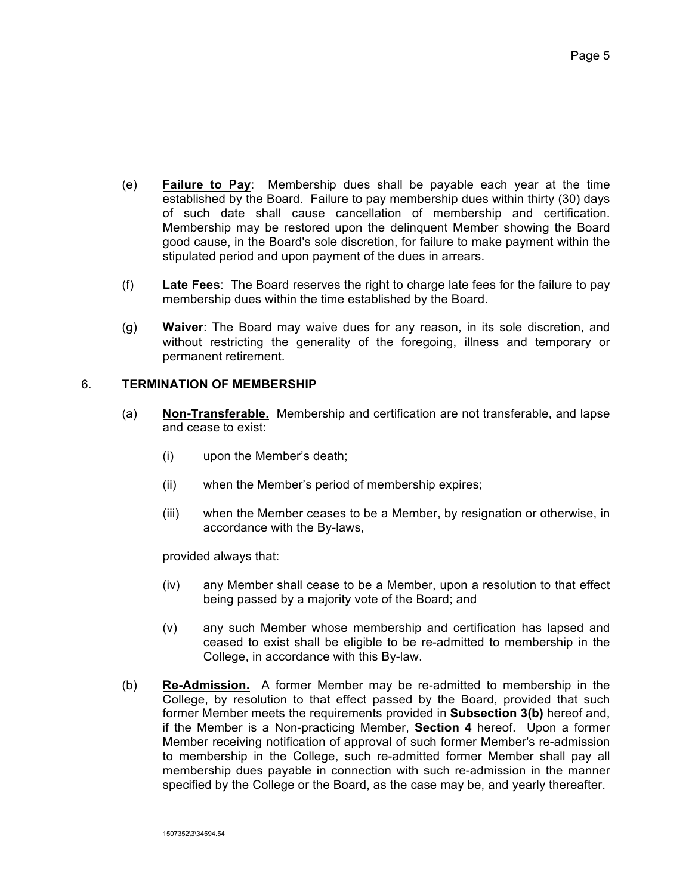(e) **Failure to Pay**: Membership dues shall be payable each year at the time established by the Board. Failure to pay membership dues within thirty (30) days of such date shall cause cancellation of membership and certification. Membership may be restored upon the delinquent Member showing the Board good cause, in the Board's sole discretion, for failure to make payment within the stipulated period and upon payment of the dues in arrears.

(f) **Late Fees**: The Board reserves the right to charge late fees for the failure to pay membership dues within the time established by the Board.

(g) **Waiver**: The Board may waive dues for any reason, in its sole discretion, and without restricting the generality of the foregoing, illness and temporary or permanent retirement.

## 6. TERMINATION OF MEMBERSHIP

(a) **Non-Transferable.** Membership and certification are not transferable, and lapse and cease to exist:

(i) upon the Member's death;

(ii) when the Member's period of membership expires;

(iii) when the Member ceases to be a Member, by resignation or otherwise, in accordance with the By-laws,

provided always that:

(iv) any Member shall cease to be a Member, upon a resolution to that effect being passed by a majority vote of the Board; and

(v) any such Member whose membership and certification has lapsed and ceased to exist shall be eligible to be re-admitted to membership in the College, in accordance with this By-law.

(b) **Re-Admission.** A former Member may be re-admitted to membership in the College, by resolution to that effect passed by the Board, provided that such former Member meets the requirements provided in **Subsection 3(b)** hereof and, if the Member is a Non-practicing Member, **Section 4** hereof. Upon a former Member receiving notification of approval of such former Member's re-admission to membership in the College, such re-admitted former Member shall pay all membership dues payable in connection with such re-admission in the manner specified by the College or the Board, as the case may be, and yearly thereafter.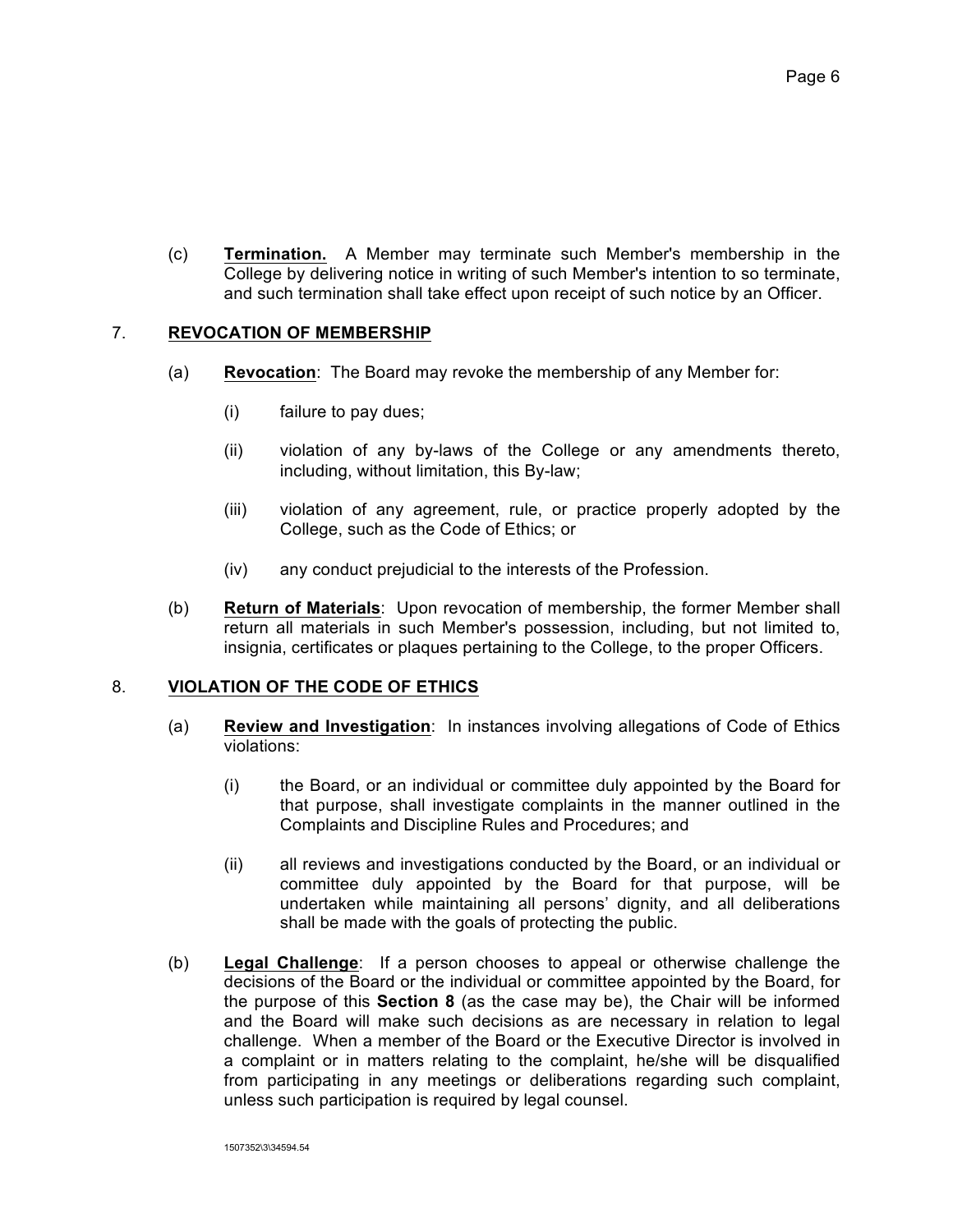(c) **Termination.** A Member may terminate such Member's membership in the College by delivering notice in writing of such Member's intention to so terminate, and such termination shall take effect upon receipt of such notice by an Officer.

## 7. REVOCATION OF MEMBERSHIP

(a) **Revocation**: The Board may revoke the membership of any Member for:

- (i) failure to pay dues;
- (ii) violation of any by-laws of the College or any amendments thereto, including, without limitation, this By-law;
- (iii) violation of any agreement, rule, or practice properly adopted by the College, such as the Code of Ethics; or
- (iv) any conduct prejudicial to the interests of the Profession.

(b) **Return of Materials**: Upon revocation of membership, the former Member shall return all materials in such Member's possession, including, but not limited to, insignia, certificates or plaques pertaining to the College, to the proper Officers.

## 8. VIOLATION OF THE CODE OF ETHICS

(a) **Review and Investigation**: In instances involving allegations of Code of Ethics violations:

- (i) the Board, or an individual or committee duly appointed by the Board for that purpose, shall investigate complaints in the manner outlined in the Complaints and Discipline Rules and Procedures; and
- (ii) all reviews and investigations conducted by the Board, or an individual or committee duly appointed by the Board for that purpose, will be undertaken while maintaining all persons' dignity, and all deliberations shall be made with the goals of protecting the public.

(b) **Legal Challenge**: If a person chooses to appeal or otherwise challenge the decisions of the Board or the individual or committee appointed by the Board, for the purpose of this **Section 8** (as the case may be), the Chair will be informed and the Board will make such decisions as are necessary in relation to legal challenge. When a member of the Board or the Executive Director is involved in a complaint or in matters relating to the complaint, he/she will be disqualified from participating in any meetings or deliberations regarding such complaint, unless such participation is required by legal counsel.

1507352\3\34594.54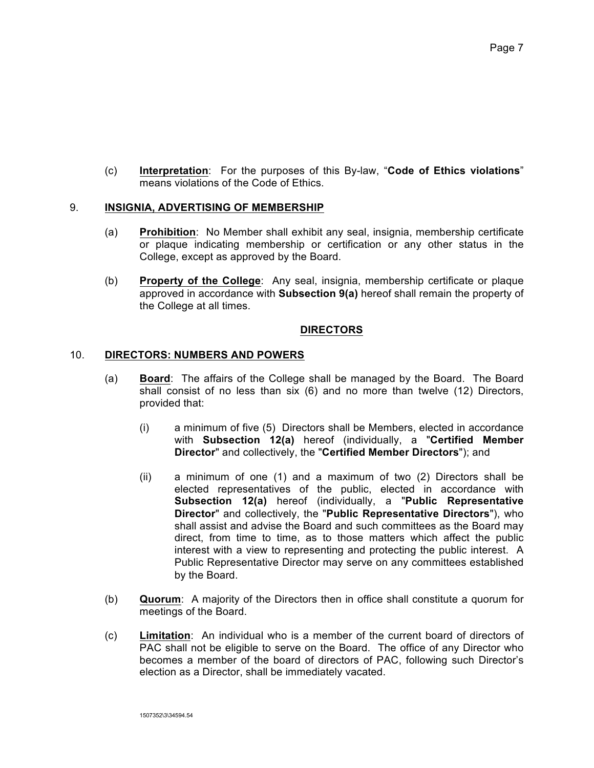(c) **Interpretation**: For the purposes of this By-law, "**Code of Ethics violations**" means violations of the Code of Ethics.

## 9. INSIGNIA, ADVERTISING OF MEMBERSHIP

(a) **Prohibition**: No Member shall exhibit any seal, insignia, membership certificate or plaque indicating membership or certification or any other status in the College, except as approved by the Board.

(b) **Property of the College**: Any seal, insignia, membership certificate or plaque approved in accordance with **Subsection 9(a)** hereof shall remain the property of the College at all times.

# DIRECTORS

## 10. DIRECTORS: NUMBERS AND POWERS

(a) **Board**: The affairs of the College shall be managed by the Board. The Board shall consist of no less than six (6) and no more than twelve (12) Directors, provided that:

(i) a minimum of five (5) Directors shall be Members, elected in accordance with **Subsection 12(a)** hereof (individually, a "**Certified Member Director**" and collectively, the "**Certified Member Directors**"); and

(ii) a minimum of one (1) and a maximum of two (2) Directors shall be elected representatives of the public, elected in accordance with **Subsection 12(a)** hereof (individually, a "**Public Representative Director**" and collectively, the "**Public Representative Directors**"), who shall assist and advise the Board and such committees as the Board may direct, from time to time, as to those matters which affect the public interest with a view to representing and protecting the public interest. A Public Representative Director may serve on any committees established by the Board.

(b) **Quorum**: A majority of the Directors then in office shall constitute a quorum for meetings of the Board.

(c) **Limitation**: An individual who is a member of the current board of directors of PAC shall not be eligible to serve on the Board. The office of any Director who becomes a member of the board of directors of PAC, following such Director's election as a Director, shall be immediately vacated.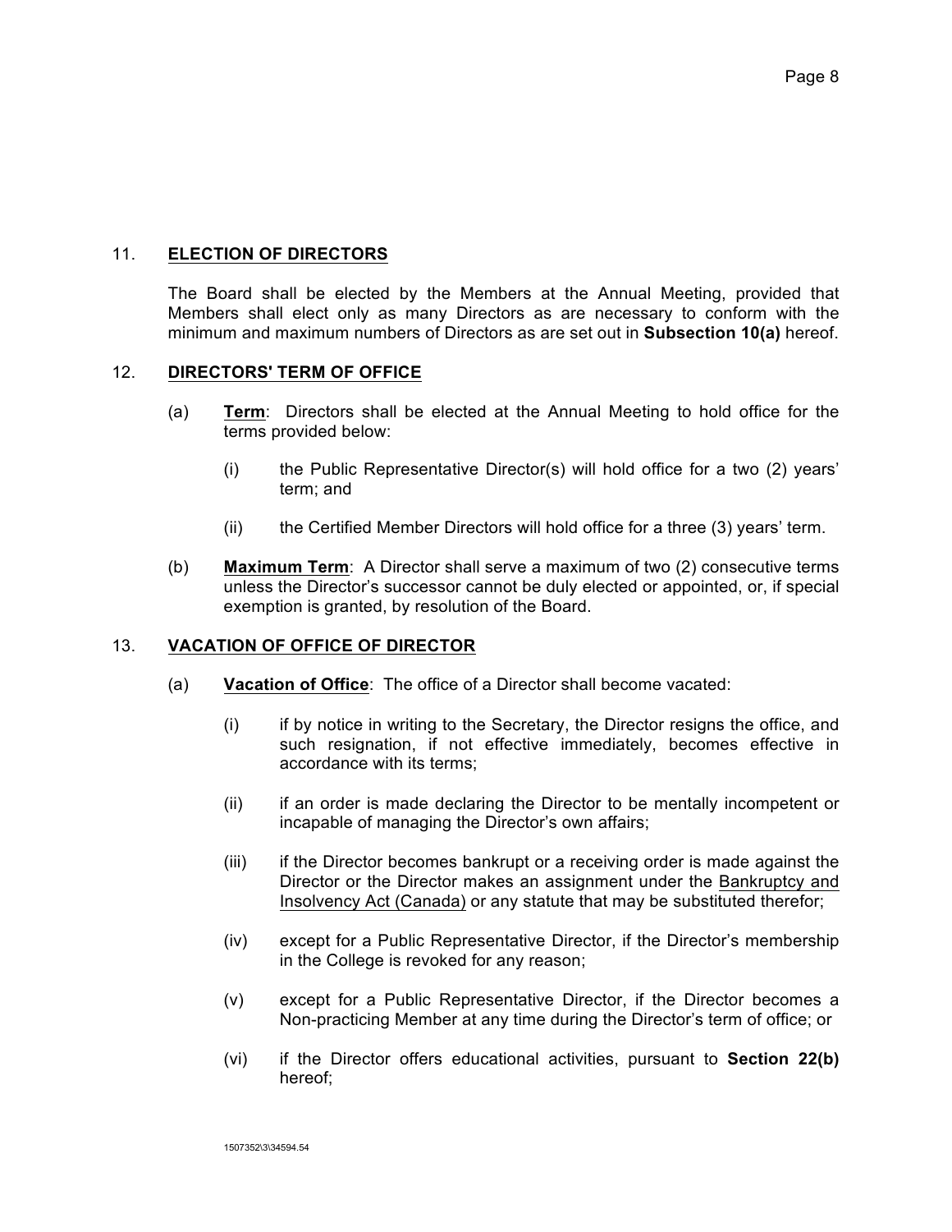## 11. **ELECTION OF DIRECTORS**

The Board shall be elected by the Members at the Annual Meeting, provided that Members shall elect only as many Directors as are necessary to conform with the minimum and maximum numbers of Directors as are set out in **Subsection 10(a)** hereof.

## 12. **DIRECTORS' TERM OF OFFICE**

(a) **Term**: Directors shall be elected at the Annual Meeting to hold office for the terms provided below:

(i) the Public Representative Director(s) will hold office for a two (2) years' term; and

(ii) the Certified Member Directors will hold office for a three (3) years' term.

(b) **Maximum Term**: A Director shall serve a maximum of two (2) consecutive terms unless the Director's successor cannot be duly elected or appointed, or, if special exemption is granted, by resolution of the Board.

## 13. **VACATION OF OFFICE OF DIRECTOR**

(a) **Vacation of Office**: The office of a Director shall become vacated:

(i) if by notice in writing to the Secretary, the Director resigns the office, and such resignation, if not effective immediately, becomes effective in accordance with its terms;

(ii) if an order is made declaring the Director to be mentally incompetent or incapable of managing the Director's own affairs;

(iii) if the Director becomes bankrupt or a receiving order is made against the Director or the Director makes an assignment under the Bankruptcy and Insolvency Act (Canada) or any statute that may be substituted therefor;

(iv) except for a Public Representative Director, if the Director's membership in the College is revoked for any reason;

(v) except for a Public Representative Director, if the Director becomes a Non-practicing Member at any time during the Director's term of office; or

(vi) if the Director offers educational activities, pursuant to **Section 22(b)** hereof;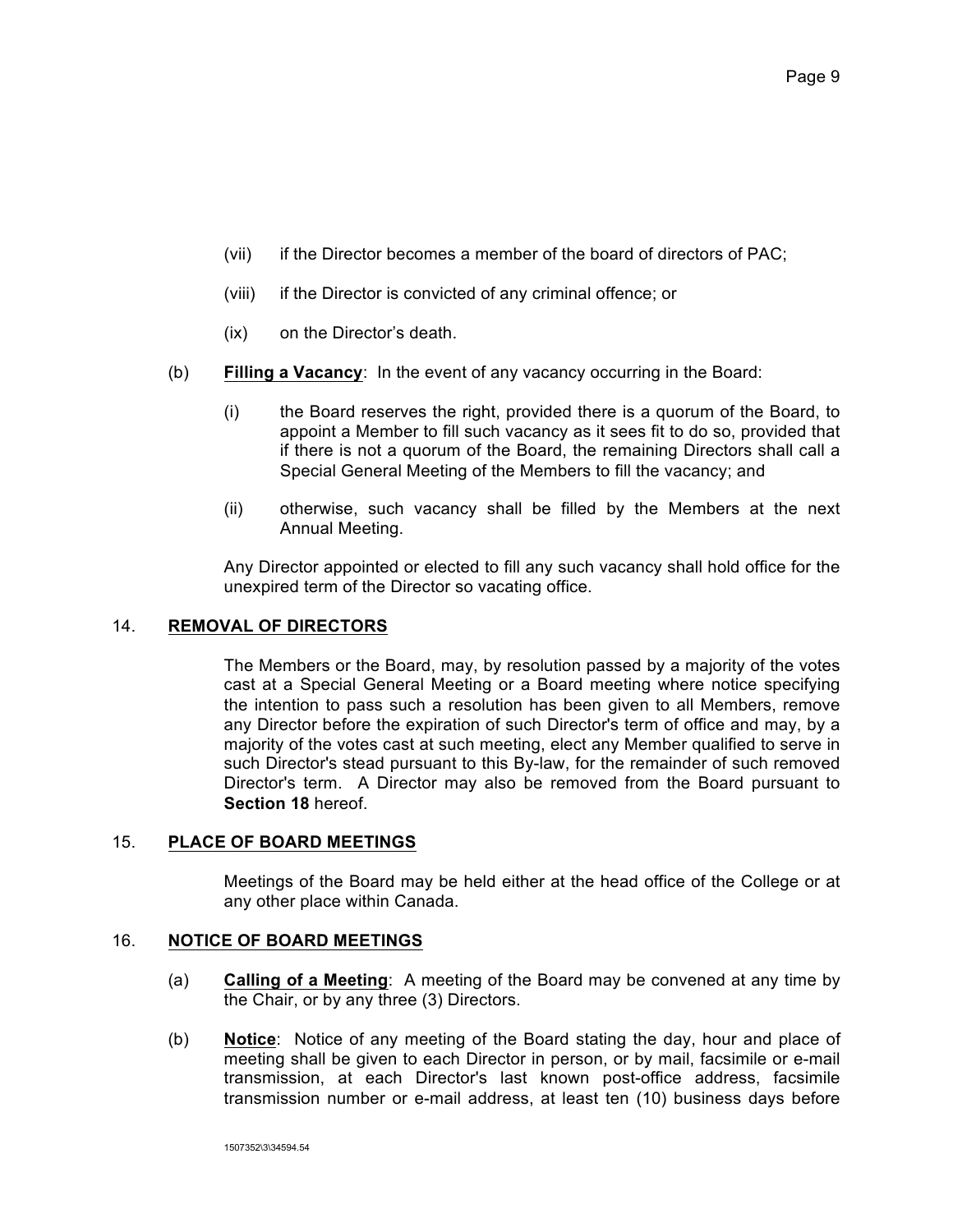(vii) if the Director becomes a member of the board of directors of PAC;

(viii) if the Director is convicted of any criminal offence; or

(ix) on the Director's death.

(b) **Filling a Vacancy**: In the event of any vacancy occurring in the Board:

(i) the Board reserves the right, provided there is a quorum of the Board, to appoint a Member to fill such vacancy as it sees fit to do so, provided that if there is not a quorum of the Board, the remaining Directors shall call a Special General Meeting of the Members to fill the vacancy; and

(ii) otherwise, such vacancy shall be filled by the Members at the next Annual Meeting.

Any Director appointed or elected to fill any such vacancy shall hold office for the unexpired term of the Director so vacating office.

## 14. REMOVAL OF DIRECTORS

The Members or the Board, may, by resolution passed by a majority of the votes cast at a Special General Meeting or a Board meeting where notice specifying the intention to pass such a resolution has been given to all Members, remove any Director before the expiration of such Director's term of office and may, by a majority of the votes cast at such meeting, elect any Member qualified to serve in such Director's stead pursuant to this By-law, for the remainder of such removed Director's term. A Director may also be removed from the Board pursuant to **Section 18** hereof.

## 15. PLACE OF BOARD MEETINGS

Meetings of the Board may be held either at the head office of the College or at any other place within Canada.

## 16. NOTICE OF BOARD MEETINGS

(a) **Calling of a Meeting**: A meeting of the Board may be convened at any time by the Chair, or by any three (3) Directors.

(b) **Notice**: Notice of any meeting of the Board stating the day, hour and place of meeting shall be given to each Director in person, or by mail, facsimile or e-mail transmission, at each Director's last known post-office address, facsimile transmission number or e-mail address, at least ten (10) business days before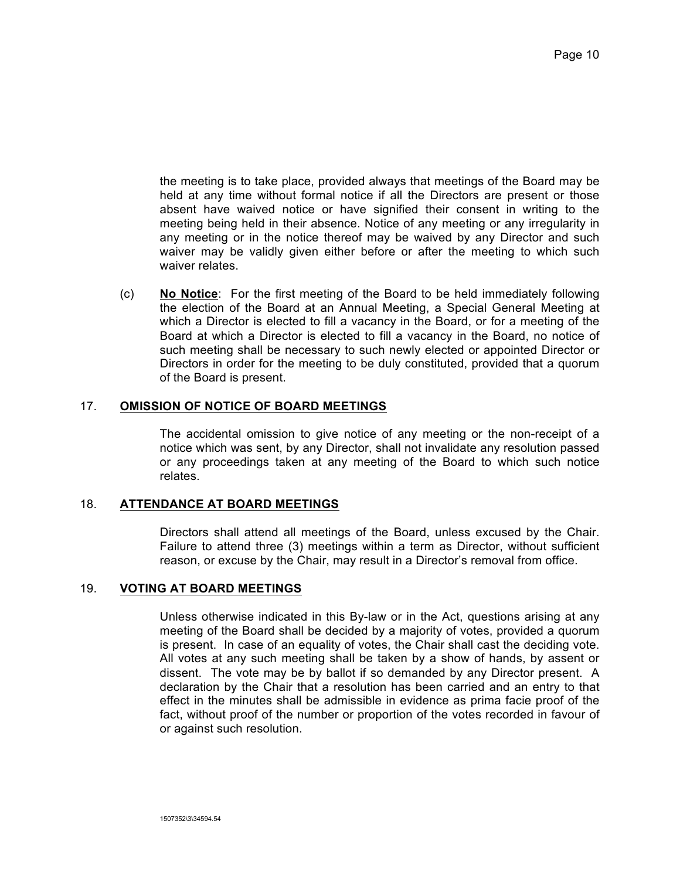the meeting is to take place, provided always that meetings of the Board may be held at any time without formal notice if all the Directors are present or those absent have waived notice or have signified their consent in writing to the meeting being held in their absence. Notice of any meeting or any irregularity in any meeting or in the notice thereof may be waived by any Director and such waiver may be validly given either before or after the meeting to which such waiver relates.

(c) **No Notice**: For the first meeting of the Board to be held immediately following the election of the Board at an Annual Meeting, a Special General Meeting at which a Director is elected to fill a vacancy in the Board, or for a meeting of the Board at which a Director is elected to fill a vacancy in the Board, no notice of such meeting shall be necessary to such newly elected or appointed Director or Directors in order for the meeting to be duly constituted, provided that a quorum of the Board is present.

## 17. OMISSION OF NOTICE OF BOARD MEETINGS

The accidental omission to give notice of any meeting or the non-receipt of a notice which was sent, by any Director, shall not invalidate any resolution passed or any proceedings taken at any meeting of the Board to which such notice relates.

## 18. ATTENDANCE AT BOARD MEETINGS

Directors shall attend all meetings of the Board, unless excused by the Chair. Failure to attend three (3) meetings within a term as Director, without sufficient reason, or excuse by the Chair, may result in a Director's removal from office.

## 19. VOTING AT BOARD MEETINGS

Unless otherwise indicated in this By-law or in the Act, questions arising at any meeting of the Board shall be decided by a majority of votes, provided a quorum is present. In case of an equality of votes, the Chair shall cast the deciding vote. All votes at any such meeting shall be taken by a show of hands, by assent or dissent. The vote may be by ballot if so demanded by any Director present. A declaration by the Chair that a resolution has been carried and an entry to that effect in the minutes shall be admissible in evidence as prima facie proof of the fact, without proof of the number or proportion of the votes recorded in favour of or against such resolution.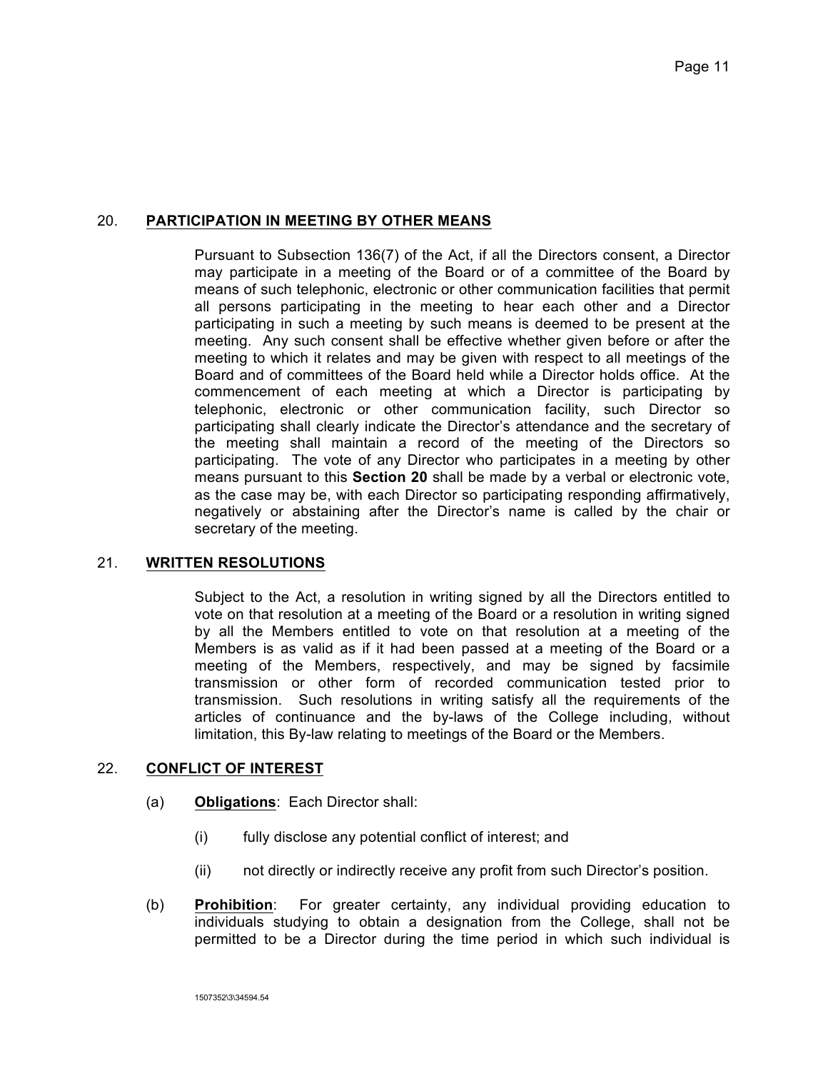## 20. **PARTICIPATION IN MEETING BY OTHER MEANS**

Pursuant to Subsection 136(7) of the Act, if all the Directors consent, a Director may participate in a meeting of the Board or of a committee of the Board by means of such telephonic, electronic or other communication facilities that permit all persons participating in the meeting to hear each other and a Director participating in such a meeting by such means is deemed to be present at the meeting. Any such consent shall be effective whether given before or after the meeting to which it relates and may be given with respect to all meetings of the Board and of committees of the Board held while a Director holds office. At the commencement of each meeting at which a Director is participating by telephonic, electronic or other communication facility, such Director so participating shall clearly indicate the Director's attendance and the secretary of the meeting shall maintain a record of the meeting of the Directors so participating. The vote of any Director who participates in a meeting by other means pursuant to this **Section 20** shall be made by a verbal or electronic vote, as the case may be, with each Director so participating responding affirmatively, negatively or abstaining after the Director's name is called by the chair or secretary of the meeting.

## 21. **WRITTEN RESOLUTIONS**

Subject to the Act, a resolution in writing signed by all the Directors entitled to vote on that resolution at a meeting of the Board or a resolution in writing signed by all the Members entitled to vote on that resolution at a meeting of the Members is as valid as if it had been passed at a meeting of the Board or a meeting of the Members, respectively, and may be signed by facsimile transmission or other form of recorded communication tested prior to transmission. Such resolutions in writing satisfy all the requirements of the articles of continuance and the by-laws of the College including, without limitation, this By-law relating to meetings of the Board or the Members.

## 22. **CONFLICT OF INTEREST**

(a) **Obligations**: Each Director shall:

(i) fully disclose any potential conflict of interest; and

(ii) not directly or indirectly receive any profit from such Director's position.

(b) **Prohibition**: For greater certainty, any individual providing education to individuals studying to obtain a designation from the College, shall not be permitted to be a Director during the time period in which such individual is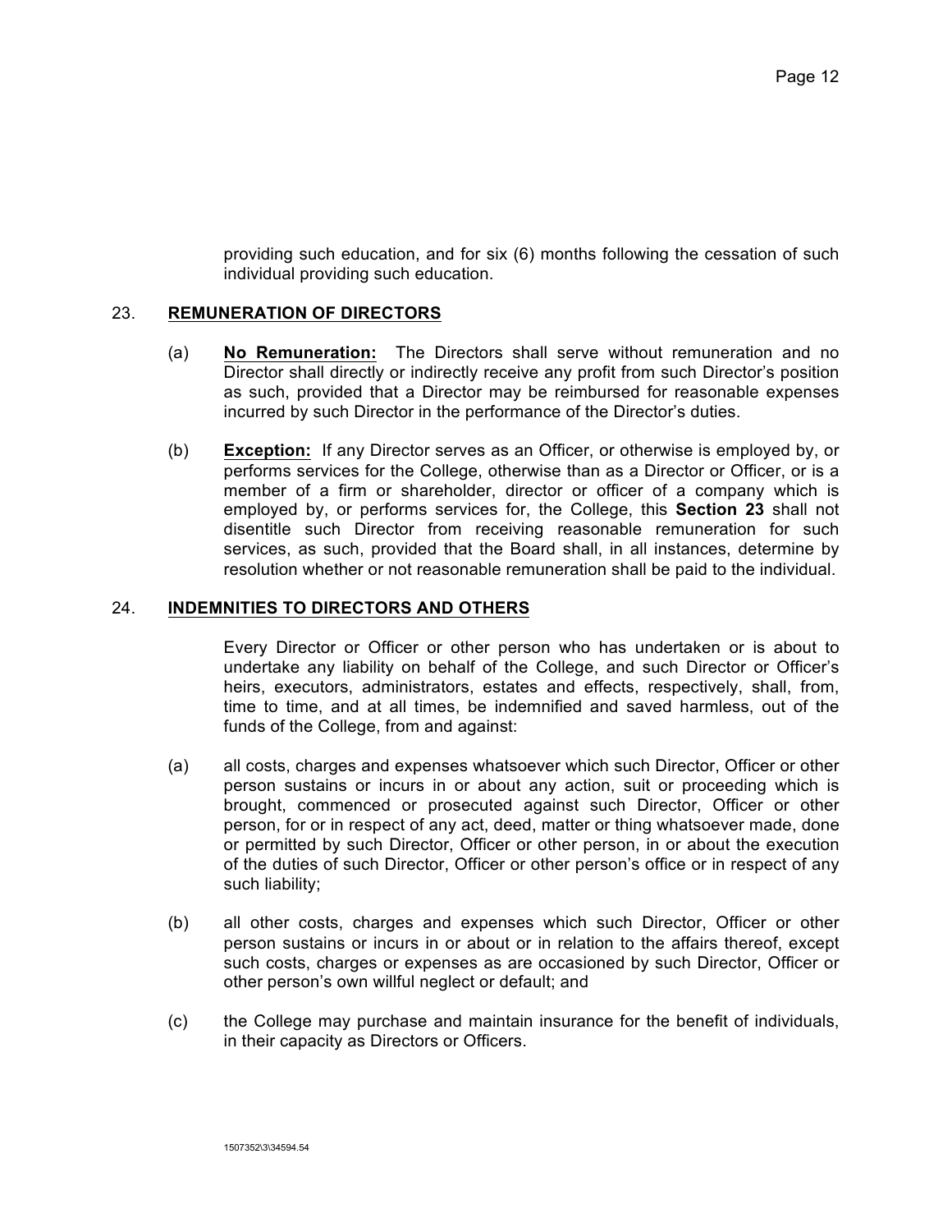providing such education, and for six (6) months following the cessation of such individual providing such education.

## 23. REMUNERATION OF DIRECTORS

(a) **No Remuneration:** The Directors shall serve without remuneration and no Director shall directly or indirectly receive any profit from such Director's position as such, provided that a Director may be reimbursed for reasonable expenses incurred by such Director in the performance of the Director's duties.

(b) **Exception:** If any Director serves as an Officer, or otherwise is employed by, or performs services for the College, otherwise than as a Director or Officer, or is a member of a firm or shareholder, director or officer of a company which is employed by, or performs services for, the College, this **Section 23** shall not disentitle such Director from receiving reasonable remuneration for such services, as such, provided that the Board shall, in all instances, determine by resolution whether or not reasonable remuneration shall be paid to the individual.

## 24. INDEMNITIES TO DIRECTORS AND OTHERS

Every Director or Officer or other person who has undertaken or is about to undertake any liability on behalf of the College, and such Director or Officer's heirs, executors, administrators, estates and effects, respectively, shall, from, time to time, and at all times, be indemnified and saved harmless, out of the funds of the College, from and against:

(a) all costs, charges and expenses whatsoever which such Director, Officer or other person sustains or incurs in or about any action, suit or proceeding which is brought, commenced or prosecuted against such Director, Officer or other person, for or in respect of any act, deed, matter or thing whatsoever made, done or permitted by such Director, Officer or other person, in or about the execution of the duties of such Director, Officer or other person's office or in respect of any such liability;

(b) all other costs, charges and expenses which such Director, Officer or other person sustains or incurs in or about or in relation to the affairs thereof, except such costs, charges or expenses as are occasioned by such Director, Officer or other person's own willful neglect or default; and

(c) the College may purchase and maintain insurance for the benefit of individuals, in their capacity as Directors or Officers.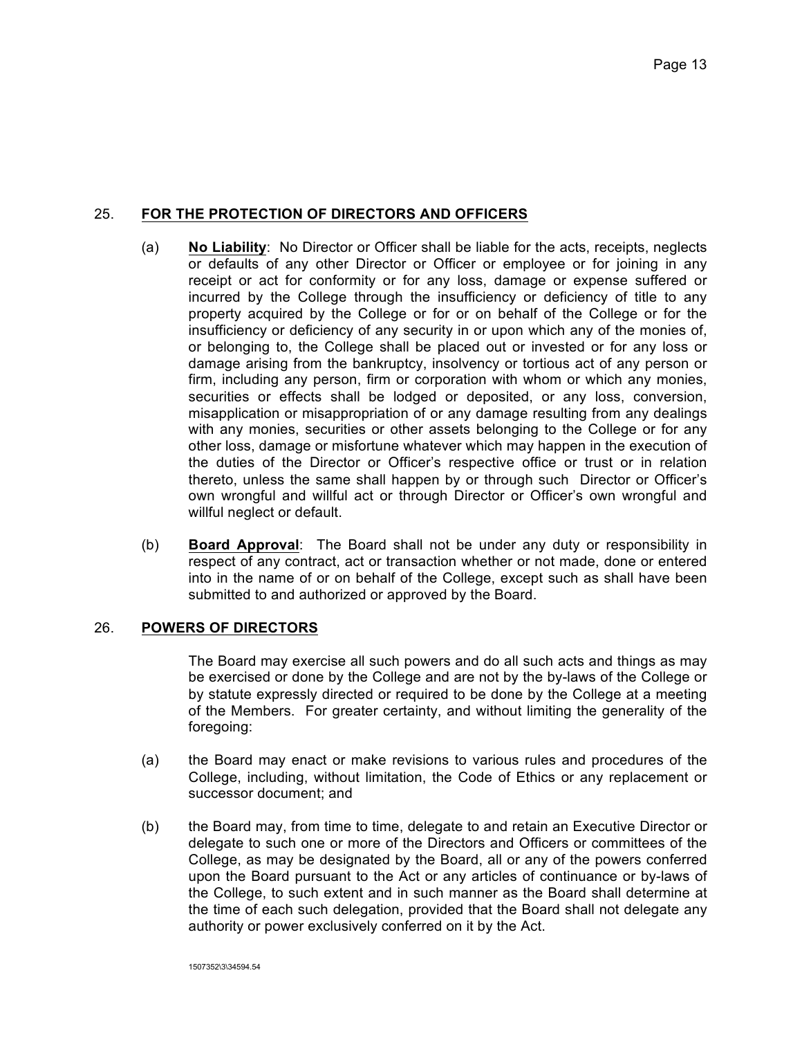## 25. **FOR THE PROTECTION OF DIRECTORS AND OFFICERS**

(a) **No Liability**: No Director or Officer shall be liable for the acts, receipts, neglects or defaults of any other Director or Officer or employee or for joining in any receipt or act for conformity or for any loss, damage or expense suffered or incurred by the College through the insufficiency or deficiency of title to any property acquired by the College or for or on behalf of the College or for the insufficiency or deficiency of any security in or upon which any of the monies of, or belonging to, the College shall be placed out or invested or for any loss or damage arising from the bankruptcy, insolvency or tortious act of any person or firm, including any person, firm or corporation with whom or which any monies, securities or effects shall be lodged or deposited, or any loss, conversion, misapplication or misappropriation of or any damage resulting from any dealings with any monies, securities or other assets belonging to the College or for any other loss, damage or misfortune whatever which may happen in the execution of the duties of the Director or Officer's respective office or trust or in relation thereto, unless the same shall happen by or through such Director or Officer's own wrongful and willful act or through Director or Officer's own wrongful and willful neglect or default.

(b) **Board Approval**: The Board shall not be under any duty or responsibility in respect of any contract, act or transaction whether or not made, done or entered into in the name of or on behalf of the College, except such as shall have been submitted to and authorized or approved by the Board.

## 26. **POWERS OF DIRECTORS**

The Board may exercise all such powers and do all such acts and things as may be exercised or done by the College and are not by the by-laws of the College or by statute expressly directed or required to be done by the College at a meeting of the Members. For greater certainty, and without limiting the generality of the foregoing:

(a) the Board may enact or make revisions to various rules and procedures of the College, including, without limitation, the Code of Ethics or any replacement or successor document; and

(b) the Board may, from time to time, delegate to and retain an Executive Director or delegate to such one or more of the Directors and Officers or committees of the College, as may be designated by the Board, all or any of the powers conferred upon the Board pursuant to the Act or any articles of continuance or by-laws of the College, to such extent and in such manner as the Board shall determine at the time of each such delegation, provided that the Board shall not delegate any authority or power exclusively conferred on it by the Act.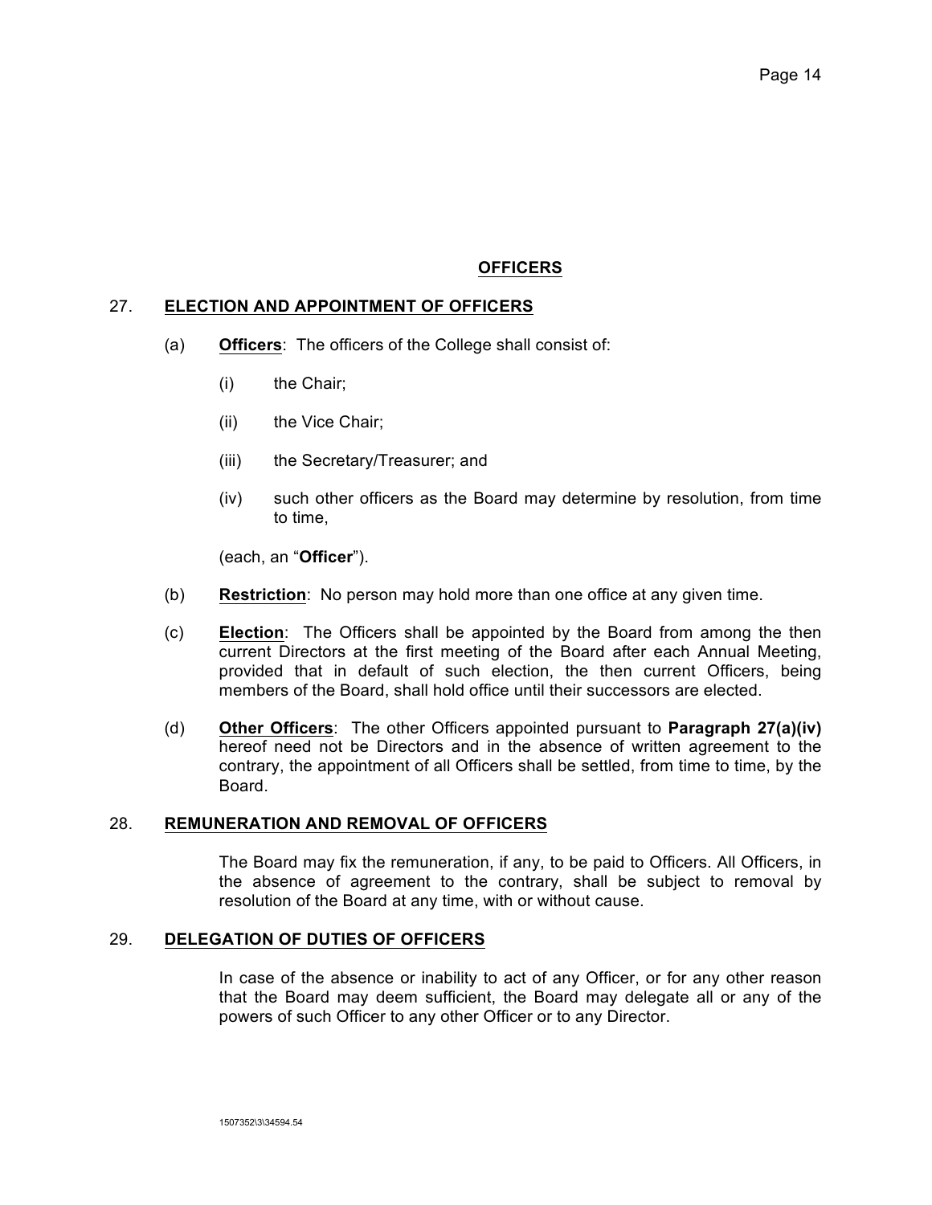## OFFICERS

### 27. ELECTION AND APPOINTMENT OF OFFICERS

(a) **Officers**: The officers of the College shall consist of:

(i) the Chair;

(ii) the Vice Chair;

(iii) the Secretary/Treasurer; and

(iv) such other officers as the Board may determine by resolution, from time to time,

(each, an "**Officer**").

(b) **Restriction**: No person may hold more than one office at any given time.

(c) **Election**: The Officers shall be appointed by the Board from among the then current Directors at the first meeting of the Board after each Annual Meeting, provided that in default of such election, the then current Officers, being members of the Board, shall hold office until their successors are elected.

(d) **Other Officers**: The other Officers appointed pursuant to **Paragraph 27(a)(iv)** hereof need not be Directors and in the absence of written agreement to the contrary, the appointment of all Officers shall be settled, from time to time, by the Board.

### 28. REMUNERATION AND REMOVAL OF OFFICERS

The Board may fix the remuneration, if any, to be paid to Officers. All Officers, in the absence of agreement to the contrary, shall be subject to removal by resolution of the Board at any time, with or without cause.

### 29. DELEGATION OF DUTIES OF OFFICERS

In case of the absence or inability to act of any Officer, or for any other reason that the Board may deem sufficient, the Board may delegate all or any of the powers of such Officer to any other Officer or to any Director.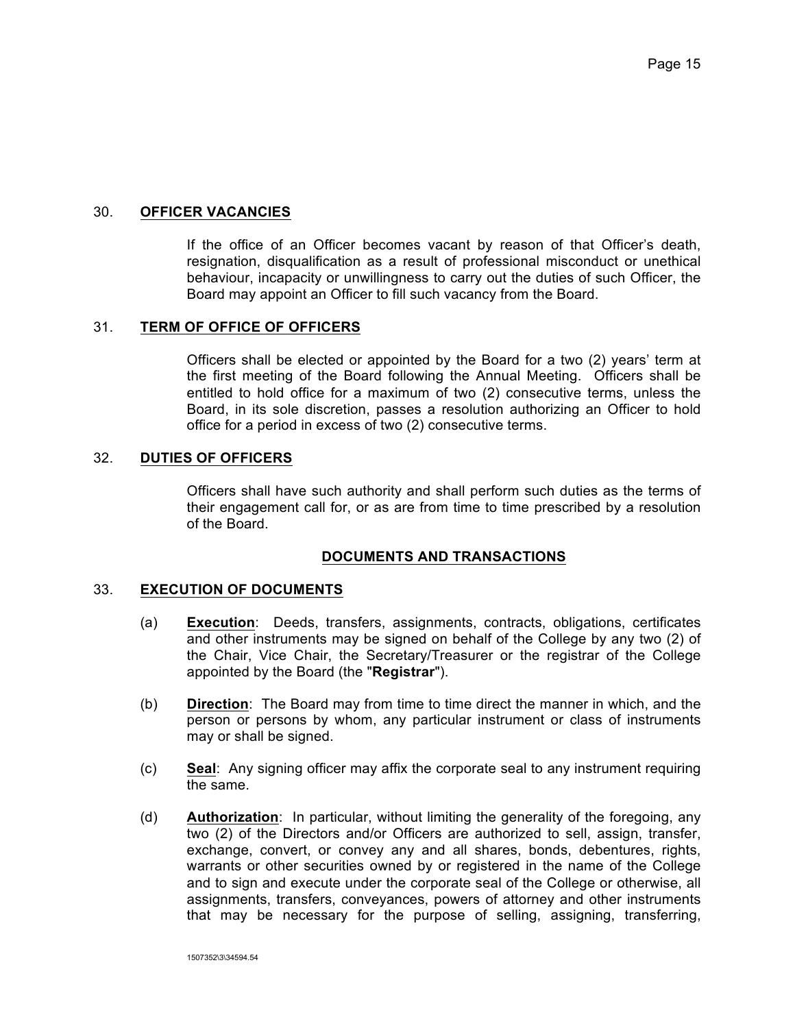## 30. **OFFICER VACANCIES**

If the office of an Officer becomes vacant by reason of that Officer's death, resignation, disqualification as a result of professional misconduct or unethical behaviour, incapacity or unwillingness to carry out the duties of such Officer, the Board may appoint an Officer to fill such vacancy from the Board.

## 31. **TERM OF OFFICE OF OFFICERS**

Officers shall be elected or appointed by the Board for a two (2) years' term at the first meeting of the Board following the Annual Meeting. Officers shall be entitled to hold office for a maximum of two (2) consecutive terms, unless the Board, in its sole discretion, passes a resolution authorizing an Officer to hold office for a period in excess of two (2) consecutive terms.

## 32. **DUTIES OF OFFICERS**

Officers shall have such authority and shall perform such duties as the terms of their engagement call for, or as are from time to time prescribed by a resolution of the Board.

# **DOCUMENTS AND TRANSACTIONS**

## 33. **EXECUTION OF DOCUMENTS**

(a) **Execution**: Deeds, transfers, assignments, contracts, obligations, certificates and other instruments may be signed on behalf of the College by any two (2) of the Chair, Vice Chair, the Secretary/Treasurer or the registrar of the College appointed by the Board (the "**Registrar**").

(b) **Direction**: The Board may from time to time direct the manner in which, and the person or persons by whom, any particular instrument or class of instruments may or shall be signed.

(c) **Seal**: Any signing officer may affix the corporate seal to any instrument requiring the same.

(d) **Authorization**: In particular, without limiting the generality of the foregoing, any two (2) of the Directors and/or Officers are authorized to sell, assign, transfer, exchange, convert, or convey any and all shares, bonds, debentures, rights, warrants or other securities owned by or registered in the name of the College and to sign and execute under the corporate seal of the College or otherwise, all assignments, transfers, conveyances, powers of attorney and other instruments that may be necessary for the purpose of selling, assigning, transferring,

1507352\3\34594.54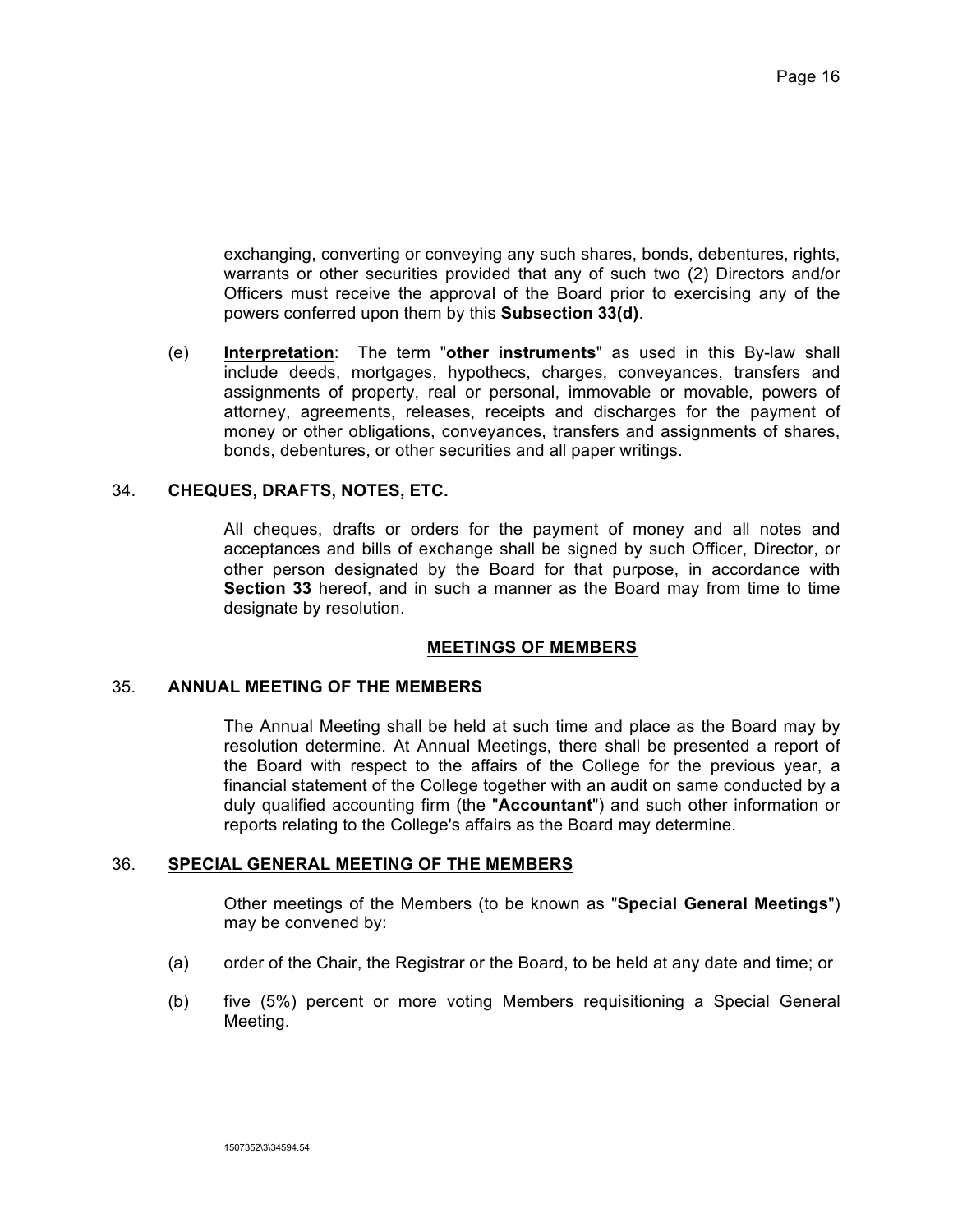exchanging, converting or conveying any such shares, bonds, debentures, rights, warrants or other securities provided that any of such two (2) Directors and/or Officers must receive the approval of the Board prior to exercising any of the powers conferred upon them by this **Subsection 33(d)**.

(e) **Interpretation**: The term "**other instruments**" as used in this By-law shall include deeds, mortgages, hypothecs, charges, conveyances, transfers and assignments of property, real or personal, immovable or movable, powers of attorney, agreements, releases, receipts and discharges for the payment of money or other obligations, conveyances, transfers and assignments of shares, bonds, debentures, or other securities and all paper writings.

## 34. CHEQUES, DRAFTS, NOTES, ETC.

All cheques, drafts or orders for the payment of money and all notes and acceptances and bills of exchange shall be signed by such Officer, Director, or other person designated by the Board for that purpose, in accordance with **Section 33** hereof, and in such a manner as the Board may from time to time designate by resolution.

## MEETINGS OF MEMBERS

## 35. ANNUAL MEETING OF THE MEMBERS

The Annual Meeting shall be held at such time and place as the Board may by resolution determine. At Annual Meetings, there shall be presented a report of the Board with respect to the affairs of the College for the previous year, a financial statement of the College together with an audit on same conducted by a duly qualified accounting firm (the "**Accountant**") and such other information or reports relating to the College's affairs as the Board may determine.

## 36. SPECIAL GENERAL MEETING OF THE MEMBERS

Other meetings of the Members (to be known as "**Special General Meetings**") may be convened by:

(a) order of the Chair, the Registrar or the Board, to be held at any date and time; or

(b) five (5%) percent or more voting Members requisitioning a Special General Meeting.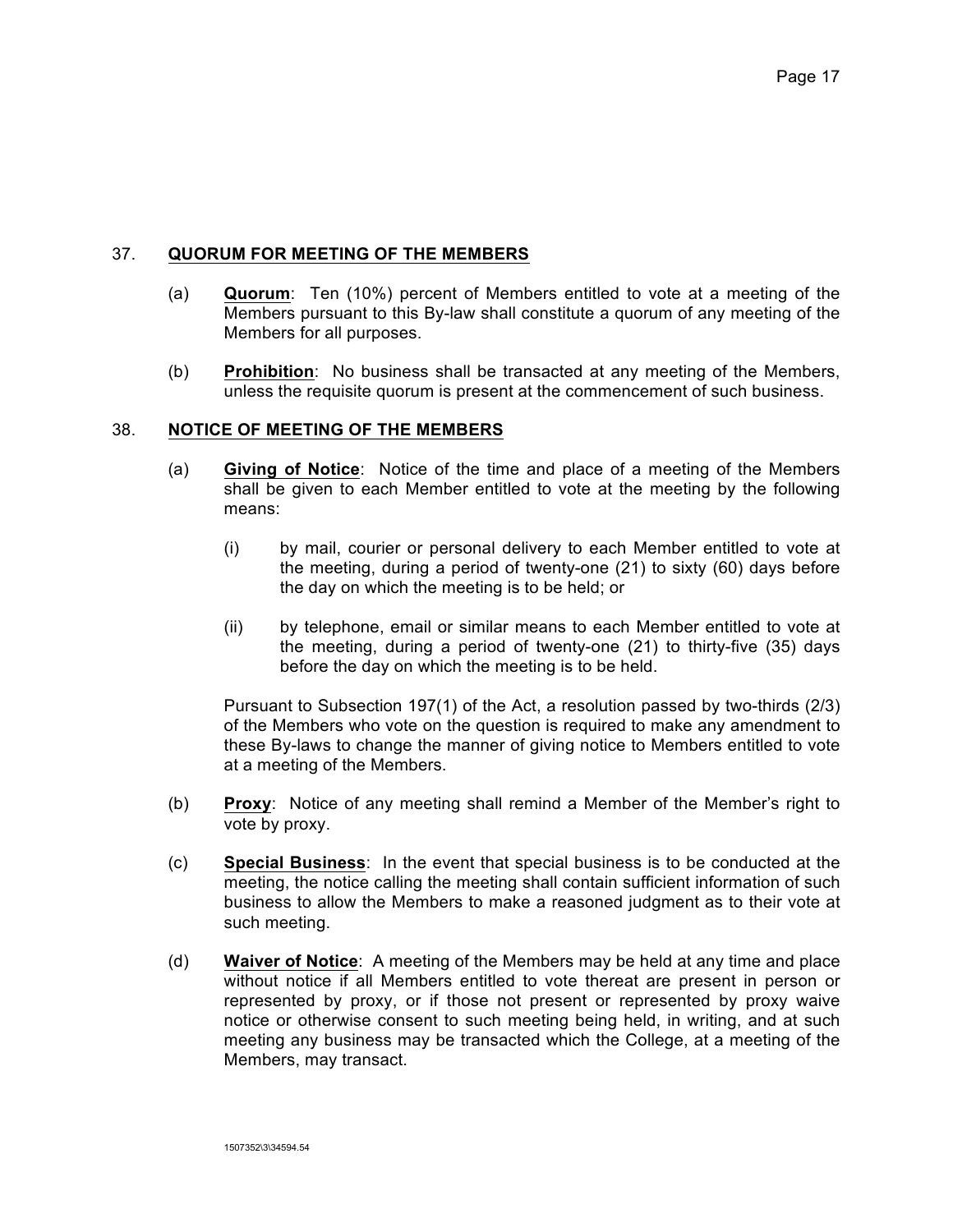## 37. QUORUM FOR MEETING OF THE MEMBERS

(a) **Quorum**: Ten (10%) percent of Members entitled to vote at a meeting of the Members pursuant to this By-law shall constitute a quorum of any meeting of the Members for all purposes.

(b) **Prohibition**: No business shall be transacted at any meeting of the Members, unless the requisite quorum is present at the commencement of such business.

## 38. NOTICE OF MEETING OF THE MEMBERS

(a) **Giving of Notice**: Notice of the time and place of a meeting of the Members shall be given to each Member entitled to vote at the meeting by the following means:

(i) by mail, courier or personal delivery to each Member entitled to vote at the meeting, during a period of twenty-one (21) to sixty (60) days before the day on which the meeting is to be held; or

(ii) by telephone, email or similar means to each Member entitled to vote at the meeting, during a period of twenty-one (21) to thirty-five (35) days before the day on which the meeting is to be held.

Pursuant to Subsection 197(1) of the Act, a resolution passed by two-thirds (2/3) of the Members who vote on the question is required to make any amendment to these By-laws to change the manner of giving notice to Members entitled to vote at a meeting of the Members.

(b) **Proxy**: Notice of any meeting shall remind a Member of the Member's right to vote by proxy.

(c) **Special Business**: In the event that special business is to be conducted at the meeting, the notice calling the meeting shall contain sufficient information of such business to allow the Members to make a reasoned judgment as to their vote at such meeting.

(d) **Waiver of Notice**: A meeting of the Members may be held at any time and place without notice if all Members entitled to vote thereat are present in person or represented by proxy, or if those not present or represented by proxy waive notice or otherwise consent to such meeting being held, in writing, and at such meeting any business may be transacted which the College, at a meeting of the Members, may transact.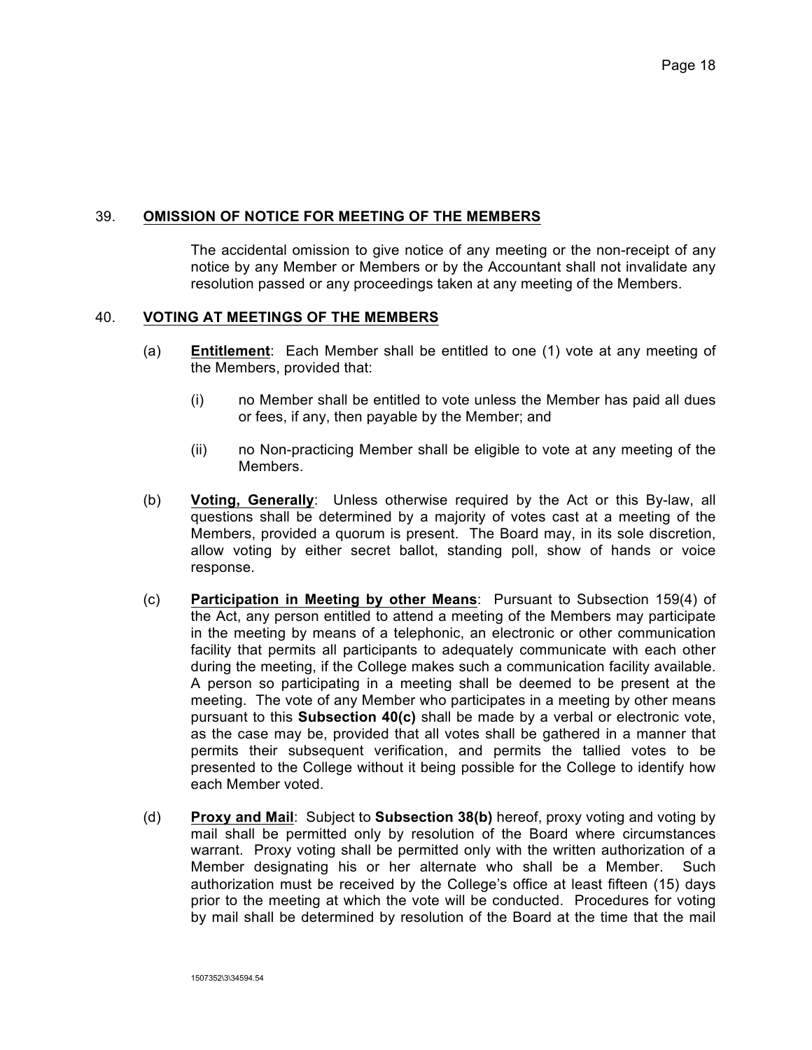## 39. **OMISSION OF NOTICE FOR MEETING OF THE MEMBERS**

The accidental omission to give notice of any meeting or the non-receipt of any notice by any Member or Members or by the Accountant shall not invalidate any resolution passed or any proceedings taken at any meeting of the Members.

## 40. **VOTING AT MEETINGS OF THE MEMBERS**

(a) **Entitlement**: Each Member shall be entitled to one (1) vote at any meeting of the Members, provided that:

(i) no Member shall be entitled to vote unless the Member has paid all dues or fees, if any, then payable by the Member; and

(ii) no Non-practicing Member shall be eligible to vote at any meeting of the Members.

(b) **Voting, Generally**: Unless otherwise required by the Act or this By-law, all questions shall be determined by a majority of votes cast at a meeting of the Members, provided a quorum is present. The Board may, in its sole discretion, allow voting by either secret ballot, standing poll, show of hands or voice response.

(c) **Participation in Meeting by other Means**: Pursuant to Subsection 159(4) of the Act, any person entitled to attend a meeting of the Members may participate in the meeting by means of a telephonic, an electronic or other communication facility that permits all participants to adequately communicate with each other during the meeting, if the College makes such a communication facility available. A person so participating in a meeting shall be deemed to be present at the meeting. The vote of any Member who participates in a meeting by other means pursuant to this **Subsection 40(c)** shall be made by a verbal or electronic vote, as the case may be, provided that all votes shall be gathered in a manner that permits their subsequent verification, and permits the tallied votes to be presented to the College without it being possible for the College to identify how each Member voted.

(d) **Proxy and Mail**: Subject to **Subsection 38(b)** hereof, proxy voting and voting by mail shall be permitted only by resolution of the Board where circumstances warrant. Proxy voting shall be permitted only with the written authorization of a Member designating his or her alternate who shall be a Member. Such authorization must be received by the College's office at least fifteen (15) days prior to the meeting at which the vote will be conducted. Procedures for voting by mail shall be determined by resolution of the Board at the time that the mail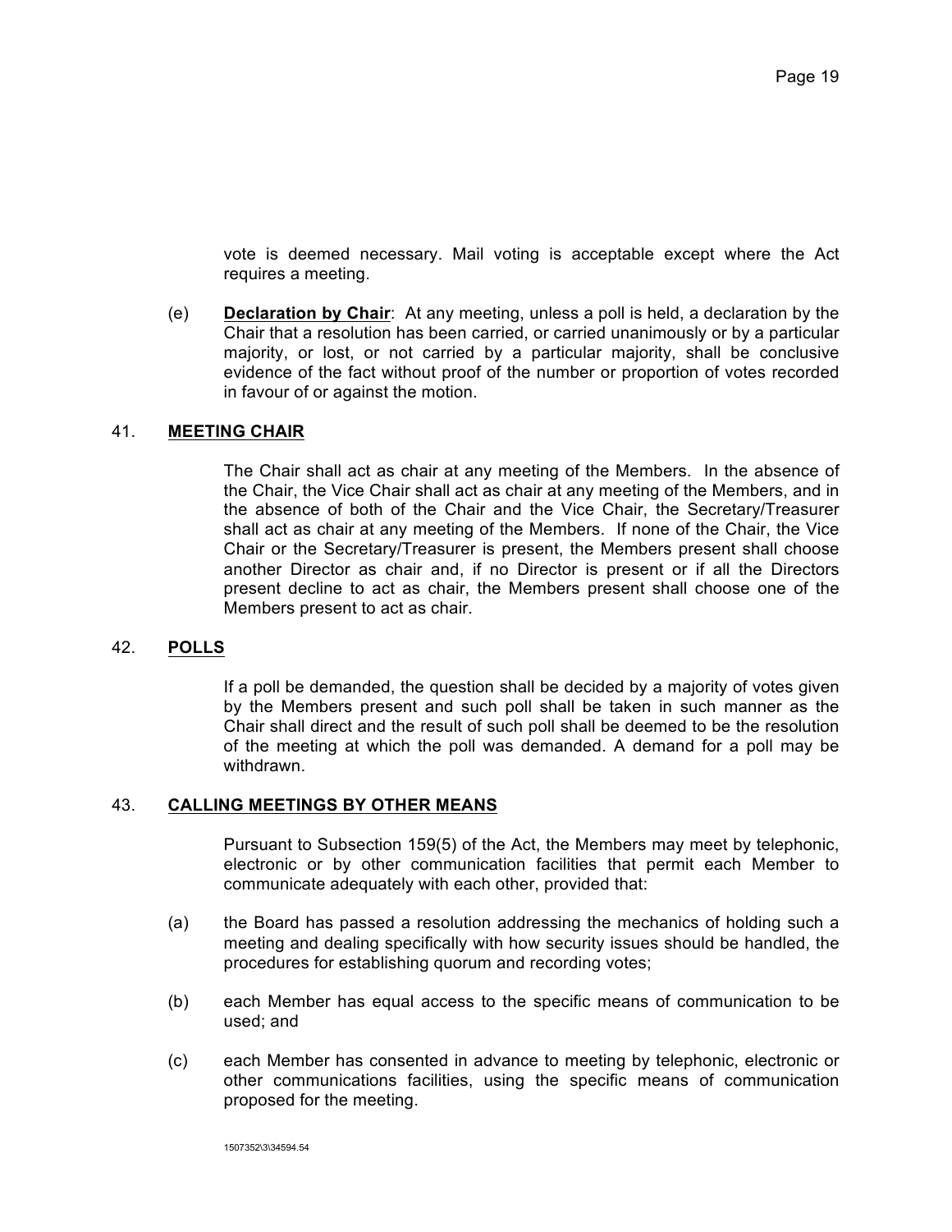vote is deemed necessary. Mail voting is acceptable except where the Act requires a meeting.

(e) **Declaration by Chair**: At any meeting, unless a poll is held, a declaration by the Chair that a resolution has been carried, or carried unanimously or by a particular majority, or lost, or not carried by a particular majority, shall be conclusive evidence of the fact without proof of the number or proportion of votes recorded in favour of or against the motion.

## 41. MEETING CHAIR

The Chair shall act as chair at any meeting of the Members. In the absence of the Chair, the Vice Chair shall act as chair at any meeting of the Members, and in the absence of both of the Chair and the Vice Chair, the Secretary/Treasurer shall act as chair at any meeting of the Members. If none of the Chair, the Vice Chair or the Secretary/Treasurer is present, the Members present shall choose another Director as chair and, if no Director is present or if all the Directors present decline to act as chair, the Members present shall choose one of the Members present to act as chair.

## 42. POLLS

If a poll be demanded, the question shall be decided by a majority of votes given by the Members present and such poll shall be taken in such manner as the Chair shall direct and the result of such poll shall be deemed to be the resolution of the meeting at which the poll was demanded. A demand for a poll may be withdrawn.

## 43. CALLING MEETINGS BY OTHER MEANS

Pursuant to Subsection 159(5) of the Act, the Members may meet by telephonic, electronic or by other communication facilities that permit each Member to communicate adequately with each other, provided that:

(a) the Board has passed a resolution addressing the mechanics of holding such a meeting and dealing specifically with how security issues should be handled, the procedures for establishing quorum and recording votes;

(b) each Member has equal access to the specific means of communication to be used; and

(c) each Member has consented in advance to meeting by telephonic, electronic or other communications facilities, using the specific means of communication proposed for the meeting.

1507352\3\34594.54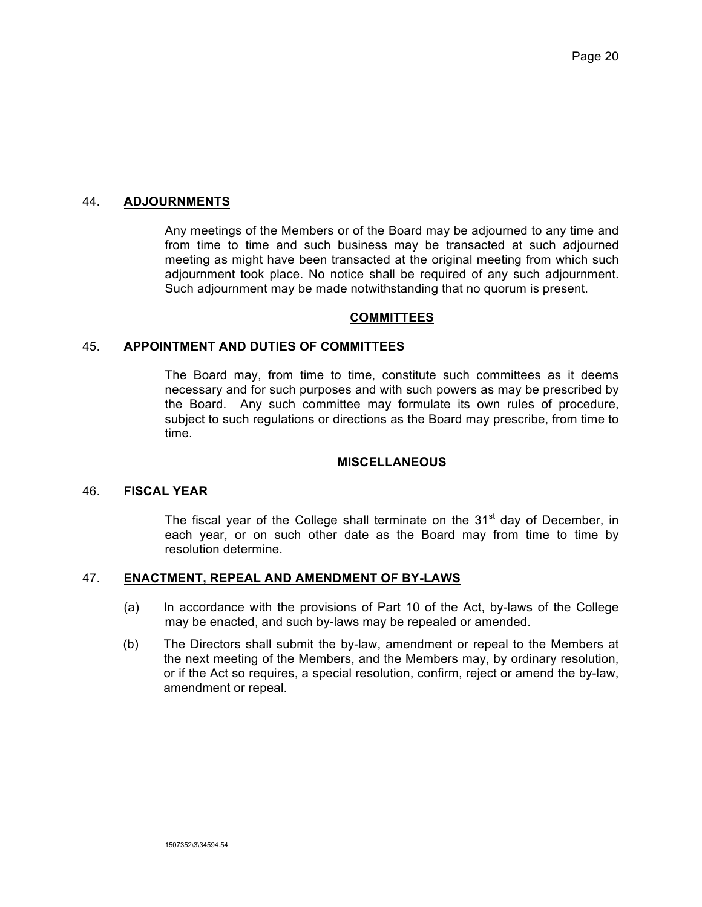## 44. ADJOURNMENTS

Any meetings of the Members or of the Board may be adjourned to any time and from time to time and such business may be transacted at such adjourned meeting as might have been transacted at the original meeting from which such adjournment took place. No notice shall be required of any such adjournment. Such adjournment may be made notwithstanding that no quorum is present.

# COMMITTEES

## 45. APPOINTMENT AND DUTIES OF COMMITTEES

The Board may, from time to time, constitute such committees as it deems necessary and for such purposes and with such powers as may be prescribed by the Board. Any such committee may formulate its own rules of procedure, subject to such regulations or directions as the Board may prescribe, from time to time.

# MISCELLANEOUS

## 46. FISCAL YEAR

The fiscal year of the College shall terminate on the 31st day of December, in each year, or on such other date as the Board may from time to time by resolution determine.

## 47. ENACTMENT, REPEAL AND AMENDMENT OF BY-LAWS

(a) In accordance with the provisions of Part 10 of the Act, by-laws of the College may be enacted, and such by-laws may be repealed or amended.

(b) The Directors shall submit the by-law, amendment or repeal to the Members at the next meeting of the Members, and the Members may, by ordinary resolution, or if the Act so requires, a special resolution, confirm, reject or amend the by-law, amendment or repeal.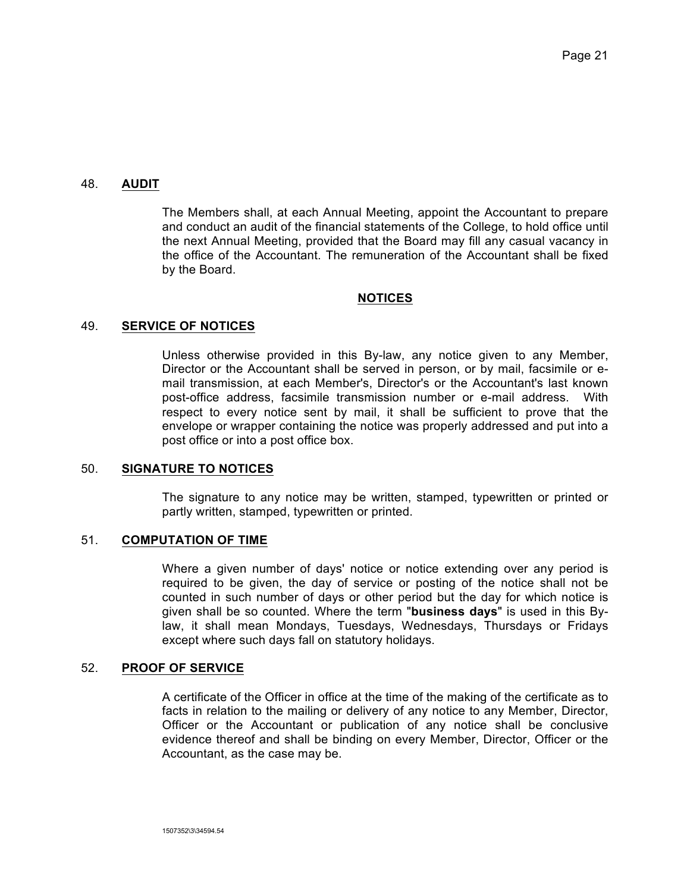## 48. **AUDIT**

The Members shall, at each Annual Meeting, appoint the Accountant to prepare and conduct an audit of the financial statements of the College, to hold office until the next Annual Meeting, provided that the Board may fill any casual vacancy in the office of the Accountant. The remuneration of the Accountant shall be fixed by the Board.

## **NOTICES**

## 49. **SERVICE OF NOTICES**

Unless otherwise provided in this By-law, any notice given to any Member, Director or the Accountant shall be served in person, or by mail, facsimile or e-mail transmission, at each Member's, Director's or the Accountant's last known post-office address, facsimile transmission number or e-mail address. With respect to every notice sent by mail, it shall be sufficient to prove that the envelope or wrapper containing the notice was properly addressed and put into a post office or into a post office box.

## 50. **SIGNATURE TO NOTICES**

The signature to any notice may be written, stamped, typewritten or printed or partly written, stamped, typewritten or printed.

## 51. **COMPUTATION OF TIME**

Where a given number of days' notice or notice extending over any period is required to be given, the day of service or posting of the notice shall not be counted in such number of days or other period but the day for which notice is given shall be so counted. Where the term "**business days**" is used in this By-law, it shall mean Mondays, Tuesdays, Wednesdays, Thursdays or Fridays except where such days fall on statutory holidays.

## 52. **PROOF OF SERVICE**

A certificate of the Officer in office at the time of the making of the certificate as to facts in relation to the mailing or delivery of any notice to any Member, Director, Officer or the Accountant or publication of any notice shall be conclusive evidence thereof and shall be binding on every Member, Director, Officer or the Accountant, as the case may be.

1507352\3\34594.54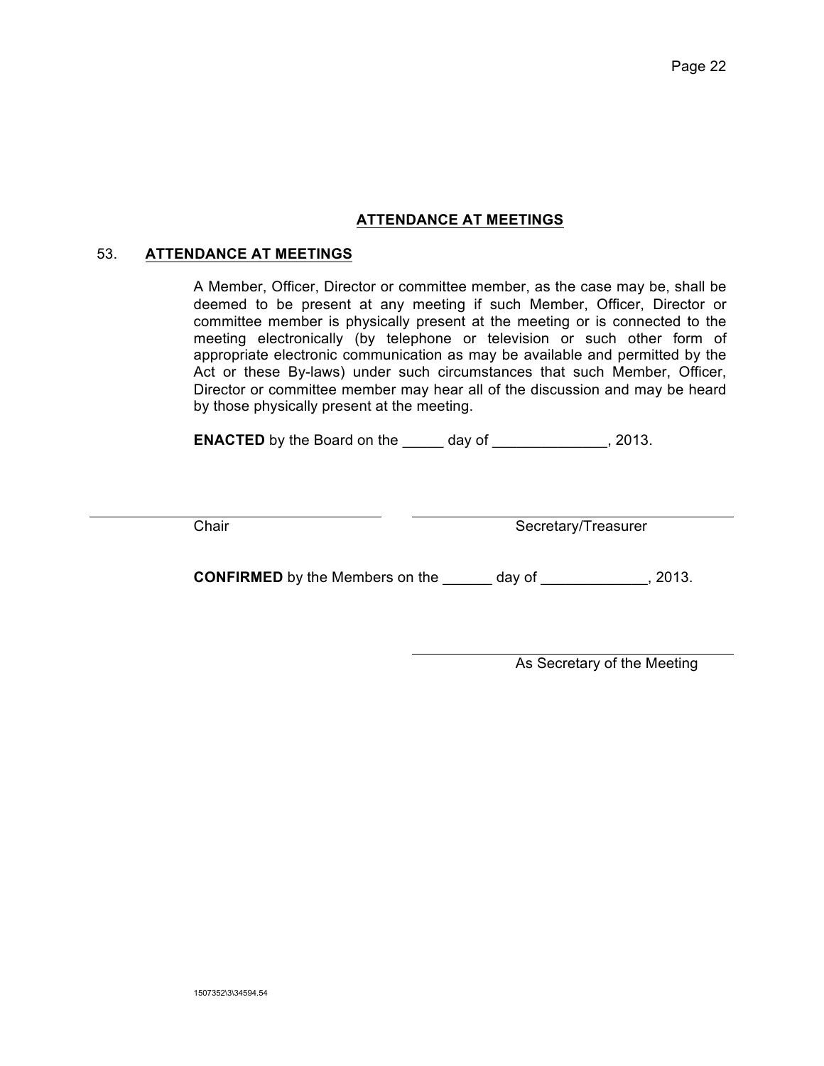## ATTENDANCE AT MEETINGS

### 53. ATTENDANCE AT MEETINGS

A Member, Officer, Director or committee member, as the case may be, shall be deemed to be present at any meeting if such Member, Officer, Director or committee member is physically present at the meeting or is connected to the meeting electronically (by telephone or television or such other form of appropriate electronic communication as may be available and permitted by the Act or these By-laws) under such circumstances that such Member, Officer, Director or committee member may hear all of the discussion and may be heard by those physically present at the meeting.

**ENACTED** by the Board on the _____ day of ______________, 2013.

Chair                                        Secretary/Treasurer

**CONFIRMED** by the Members on the ______ day of _____________, 2013.

As Secretary of the Meeting

1507352\3\34594.54